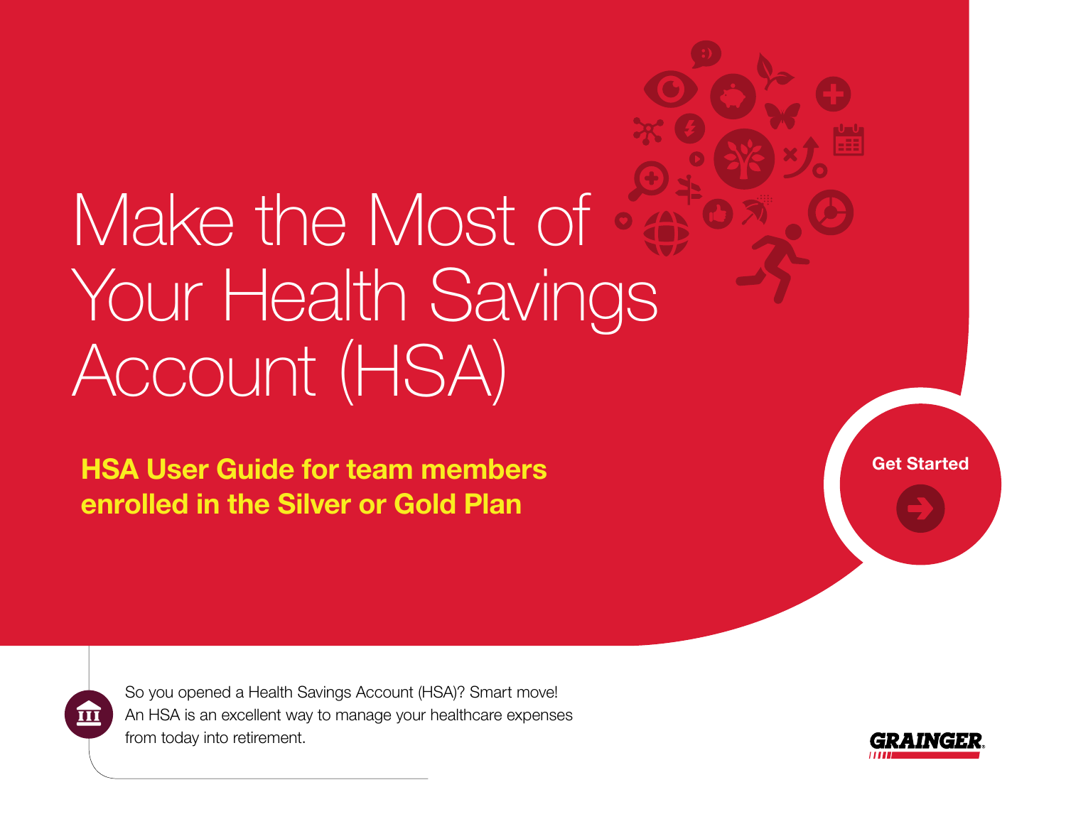# Make the Most of Your Health Savings Account (HSA)

**HSA User Guide for team members enrolled in the Silver or Gold Plan**

Get Started

So you opened a Health Savings Account (HSA)? Smart move! An HSA is an excellent way to manage your healthcare expenses from today into retirement.

GRAINGER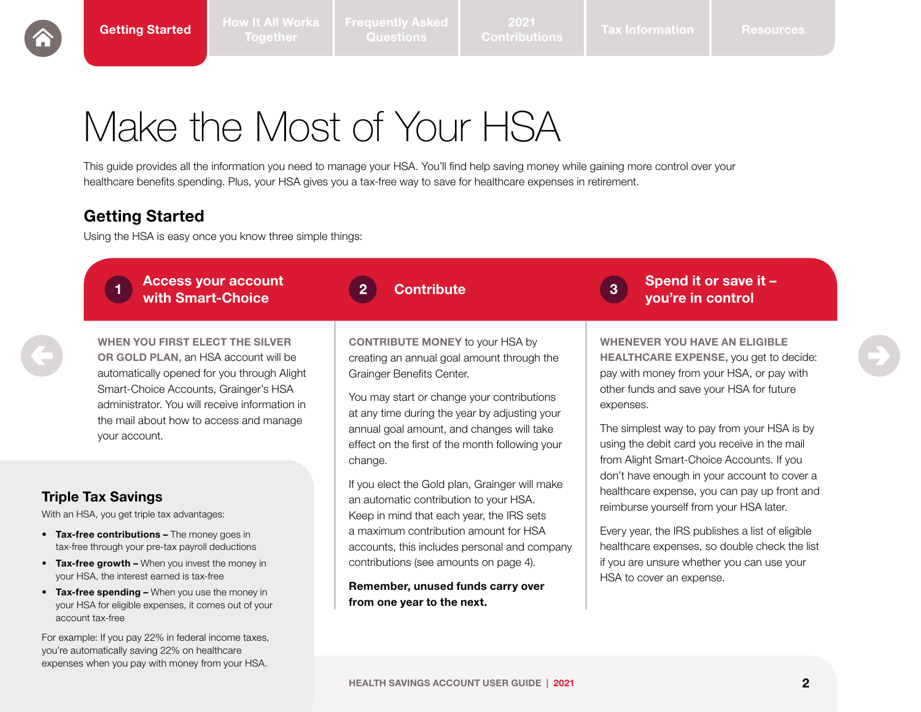# Make the Most of Your HSA

This guide provides all the information you need to manage your HSA. You'll find help saving money while gaining more control over your healthcare benefits spending. Plus, your HSA gives you a tax-free way to save for healthcare expenses in retirement.

## Getting Started

Using the HSA is easy once you know three simple things:

### 1 Access your account with Smart-Choice

**WHEN YOU FIRST ELECT THE SILVER OR GOLD PLAN,** an HSA account will be automatically opened for you through Alight Smart-Choice Accounts, Grainger's HSA administrator. You will receive information in the mail about how to access and manage your account.

### 2 Contribute

**CONTRIBUTE MONEY** to your HSA by creating an annual goal amount through the Grainger Benefits Center.

You may start or change your contributions at any time during the year by adjusting your annual goal amount, and changes will take effect on the first of the month following your change.

If you elect the Gold plan, Grainger will make an automatic contribution to your HSA. Keep in mind that each year, the IRS sets a maximum contribution amount for HSA accounts, this includes personal and company contributions (see amounts on page 4).

**Remember, unused funds carry over from one year to the next.**

### 3 Spend it or save it – you're in control

**WHENEVER YOU HAVE AN ELIGIBLE HEALTHCARE EXPENSE,** you get to decide: pay with money from your HSA, or pay with other funds and save your HSA for future expenses.

The simplest way to pay from your HSA is by using the debit card you receive in the mail from Alight Smart-Choice Accounts. If you don't have enough in your account to cover a healthcare expense, you can pay up front and reimburse yourself from your HSA later.

Every year, the IRS publishes a list of eligible healthcare expenses, so double check the list if you are unsure whether you can use your HSA to cover an expense.

## Triple Tax Savings

With an HSA, you get triple tax advantages:

- **Tax-free contributions –** The money goes in tax-free through your pre-tax payroll deductions
- **Tax-free growth –** When you invest the money in your HSA, the interest earned is tax-free
- **Tax-free spending –** When you use the money in your HSA for eligible expenses, it comes out of your account tax-free

For example: If you pay 22% in federal income taxes, you're automatically saving 22% on healthcare expenses when you pay with money from your HSA.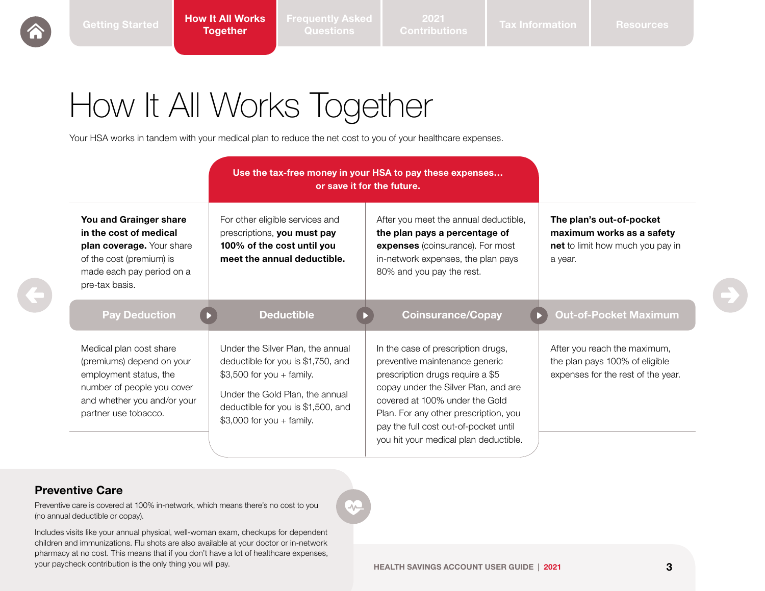# How It All Works Together

Your HSA works in tandem with your medical plan to reduce the net cost to you of your healthcare expenses.

**Use the tax-free money in your HSA to pay these expenses... or save it for the future.**

| Pay Deduction | Deductible | Coinsurance/Copay | Out-of-Pocket Maximum |
|---|---|---|---|
| **You and Grainger share in the cost of medical plan coverage.** Your share of the cost (premium) is made each pay period on a pre-tax basis. | For other eligible services and prescriptions, **you must pay 100% of the cost until you meet the annual deductible.** | After you meet the annual deductible, **the plan pays a percentage of expenses** (coinsurance). For most in-network expenses, the plan pays 80% and you pay the rest. | **The plan's out-of-pocket maximum works as a safety net** to limit how much you pay in a year. |
| Medical plan cost share (premiums) depend on your employment status, the number of people you cover and whether you and/or your partner use tobacco. | Under the Silver Plan, the annual deductible for you is $1,750, and $3,500 for you + family.<br><br>Under the Gold Plan, the annual deductible for you is $1,500, and $3,000 for you + family. | In the case of prescription drugs, preventive maintenance generic prescription drugs require a $5 copay under the Silver Plan, and are covered at 100% under the Gold Plan. For any other prescription, you pay the full cost out-of-pocket until you hit your medical plan deductible. | After you reach the maximum, the plan pays 100% of eligible expenses for the rest of the year. |

## Preventive Care

Preventive care is covered at 100% in-network, which means there's no cost to you (no annual deductible or copay).

Includes visits like your annual physical, well-woman exam, checkups for dependent children and immunizations. Flu shots are also available at your doctor or in-network pharmacy at no cost. This means that if you don't have a lot of healthcare expenses, your paycheck contribution is the only thing you will pay.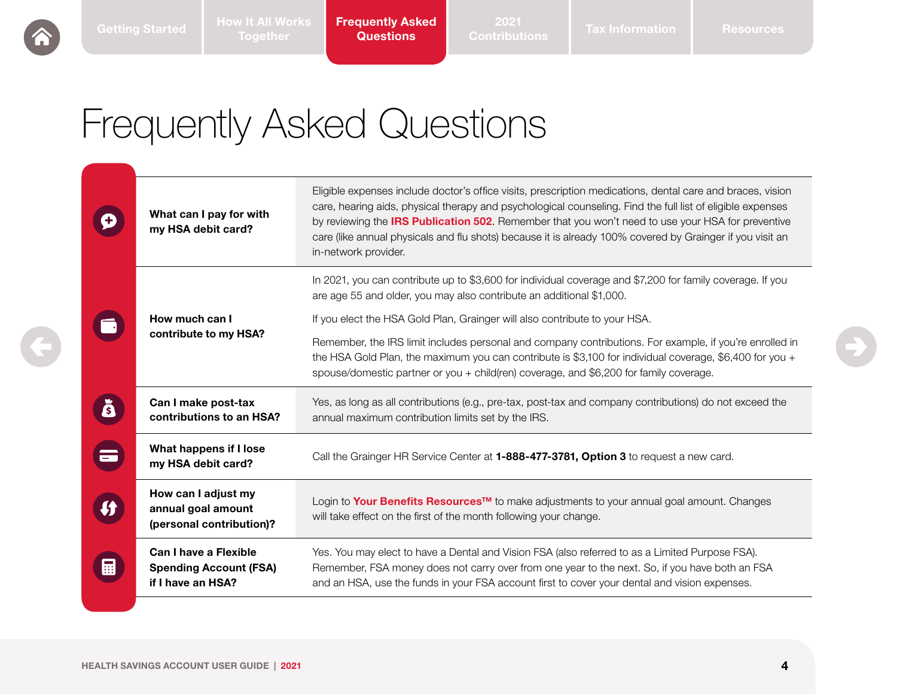# Frequently Asked Questions

| Question | Answer |
|---|---|
| **What can I pay for with my HSA debit card?** | Eligible expenses include doctor's office visits, prescription medications, dental care and braces, vision care, hearing aids, physical therapy and psychological counseling. Find the full list of eligible expenses by reviewing the **IRS Publication 502**. Remember that you won't need to use your HSA for preventive care (like annual physicals and flu shots) because it is already 100% covered by Grainger if you visit an in-network provider. |
| **How much can I contribute to my HSA?** | In 2021, you can contribute up to $3,600 for individual coverage and $7,200 for family coverage. If you are age 55 and older, you may also contribute an additional $1,000.<br><br>If you elect the HSA Gold Plan, Grainger will also contribute to your HSA.<br><br>Remember, the IRS limit includes personal and company contributions. For example, if you're enrolled in the HSA Gold Plan, the maximum you can contribute is $3,100 for individual coverage, $6,400 for you + spouse/domestic partner or you + child(ren) coverage, and $6,200 for family coverage. |
| **Can I make post-tax contributions to an HSA?** | Yes, as long as all contributions (e.g., pre-tax, post-tax and company contributions) do not exceed the annual maximum contribution limits set by the IRS. |
| **What happens if I lose my HSA debit card?** | Call the Grainger HR Service Center at **1-888-477-3781, Option 3** to request a new card. |
| **How can I adjust my annual goal amount (personal contribution)?** | Login to **Your Benefits Resources™** to make adjustments to your annual goal amount. Changes will take effect on the first of the month following your change. |
| **Can I have a Flexible Spending Account (FSA) if I have an HSA?** | Yes. You may elect to have a Dental and Vision FSA (also referred to as a Limited Purpose FSA). Remember, FSA money does not carry over from one year to the next. So, if you have both an FSA and an HSA, use the funds in your FSA account first to cover your dental and vision expenses. |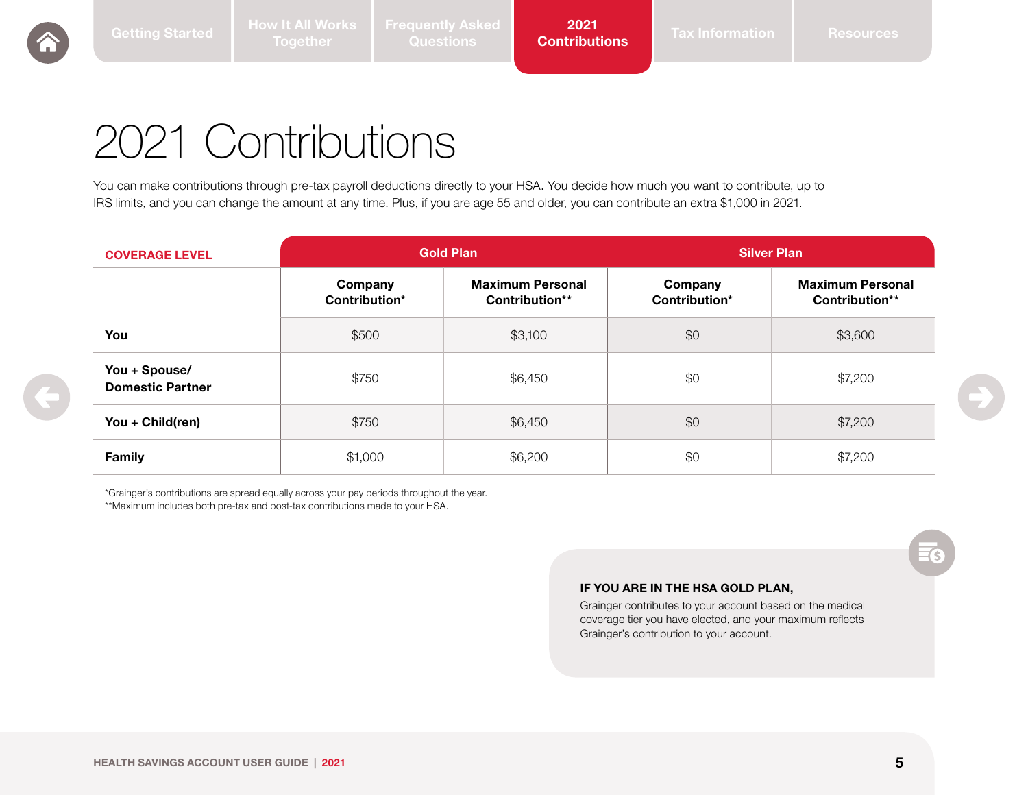# 2021 Contributions

You can make contributions through pre-tax payroll deductions directly to your HSA. You decide how much you want to contribute, up to IRS limits, and you can change the amount at any time. Plus, if you are age 55 and older, you can contribute an extra $1,000 in 2021.

| COVERAGE LEVEL | Gold Plan | | Silver Plan | |
|---|---|---|---|---|
| | **Company Contribution*** | **Maximum Personal Contribution**** | **Company Contribution*** | **Maximum Personal Contribution**** |
| **You** | $500 | $3,100 | $0 | $3,600 |
| **You + Spouse/ Domestic Partner** | $750 | $6,450 | $0 | $7,200 |
| **You + Child(ren)** | $750 | $6,450 | $0 | $7,200 |
| **Family** | $1,000 | $6,200 | $0 | $7,200 |

*Grainger's contributions are spread equally across your pay periods throughout the year.
**Maximum includes both pre-tax and post-tax contributions made to your HSA.

**IF YOU ARE IN THE HSA GOLD PLAN,**
Grainger contributes to your account based on the medical coverage tier you have elected, and your maximum reflects Grainger's contribution to your account.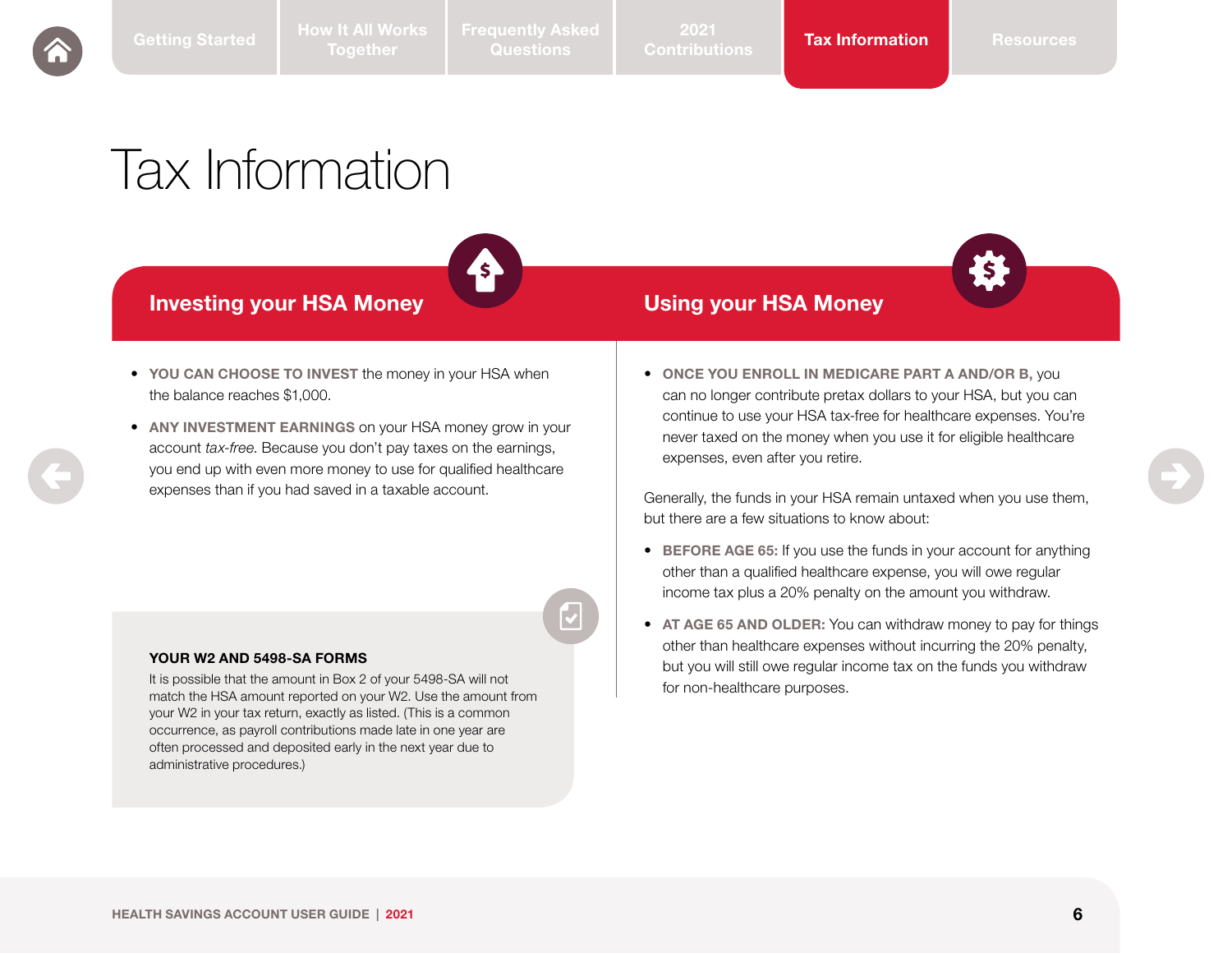# Tax Information

## Investing your HSA Money

- **YOU CAN CHOOSE TO INVEST** the money in your HSA when the balance reaches $1,000.
- **ANY INVESTMENT EARNINGS** on your HSA money grow in your account *tax-free*. Because you don't pay taxes on the earnings, you end up with even more money to use for qualified healthcare expenses than if you had saved in a taxable account.

### YOUR W2 AND 5498-SA FORMS

It is possible that the amount in Box 2 of your 5498-SA will not match the HSA amount reported on your W2. Use the amount from your W2 in your tax return, exactly as listed. (This is a common occurrence, as payroll contributions made late in one year are often processed and deposited early in the next year due to administrative procedures.)

## Using your HSA Money

- **ONCE YOU ENROLL IN MEDICARE PART A AND/OR B,** you can no longer contribute pretax dollars to your HSA, but you can continue to use your HSA tax-free for healthcare expenses. You're never taxed on the money when you use it for eligible healthcare expenses, even after you retire.

Generally, the funds in your HSA remain untaxed when you use them, but there are a few situations to know about:

- **BEFORE AGE 65:** If you use the funds in your account for anything other than a qualified healthcare expense, you will owe regular income tax plus a 20% penalty on the amount you withdraw.
- **AT AGE 65 AND OLDER:** You can withdraw money to pay for things other than healthcare expenses without incurring the 20% penalty, but you will still owe regular income tax on the funds you withdraw for non-healthcare purposes.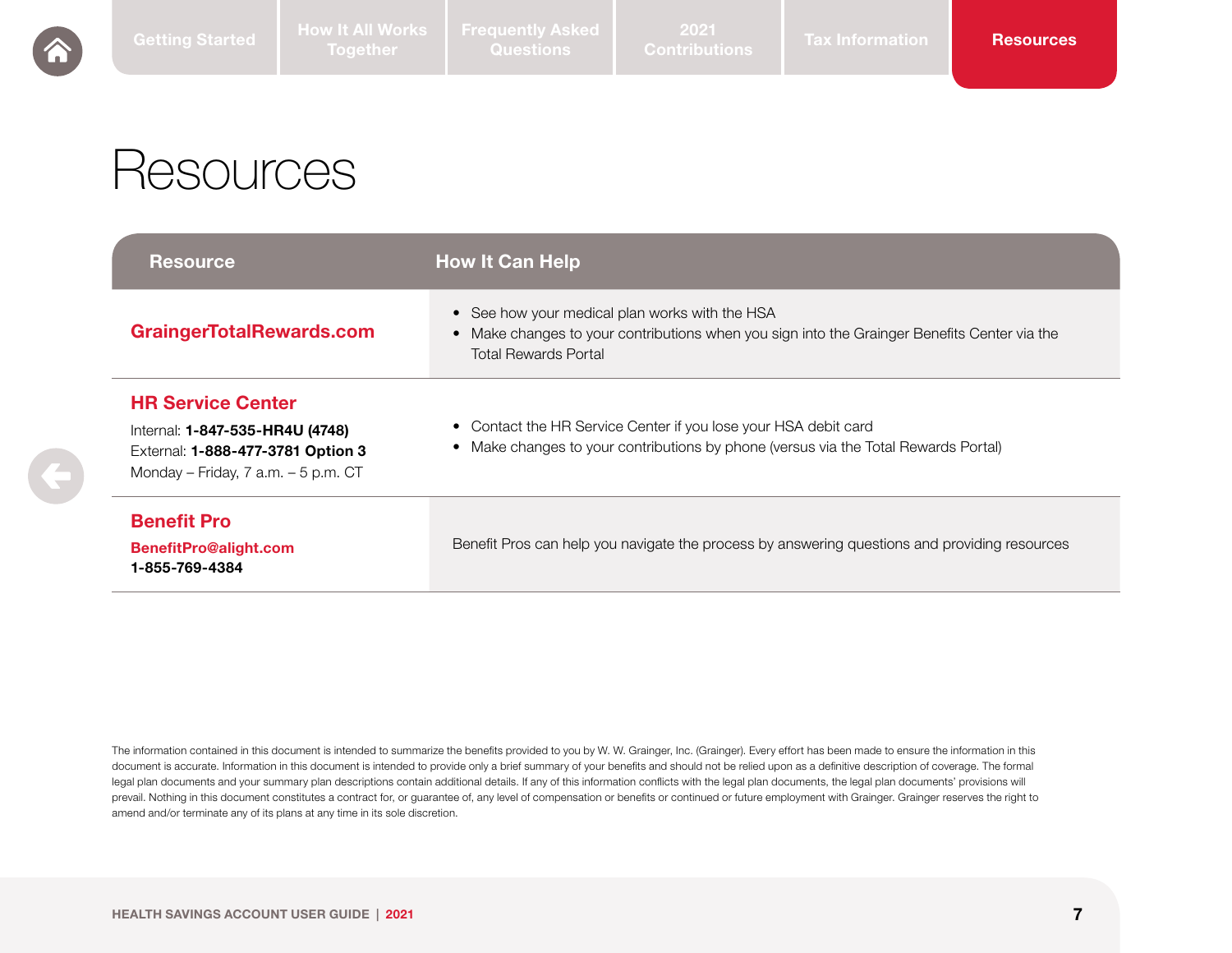# Resources

| Resource | How It Can Help |
|---|---|
| **GraingerTotalRewards.com** | • See how your medical plan works with the HSA<br>• Make changes to your contributions when you sign into the Grainger Benefits Center via the Total Rewards Portal |
| **HR Service Center**<br>Internal: **1-847-535-HR4U (4748)**<br>External: **1-888-477-3781 Option 3**<br>Monday – Friday, 7 a.m. – 5 p.m. CT | • Contact the HR Service Center if you lose your HSA debit card<br>• Make changes to your contributions by phone (versus via the Total Rewards Portal) |
| **Benefit Pro**<br>**BenefitPro@alight.com**<br>**1-855-769-4384** | Benefit Pros can help you navigate the process by answering questions and providing resources |

The information contained in this document is intended to summarize the benefits provided to you by W. W. Grainger, Inc. (Grainger). Every effort has been made to ensure the information in this document is accurate. Information in this document is intended to provide only a brief summary of your benefits and should not be relied upon as a definitive description of coverage. The formal legal plan documents and your summary plan descriptions contain additional details. If any of this information conflicts with the legal plan documents, the legal plan documents' provisions will prevail. Nothing in this document constitutes a contract for, or guarantee of, any level of compensation or benefits or continued or future employment with Grainger. Grainger reserves the right to amend and/or terminate any of its plans at any time in its sole discretion.